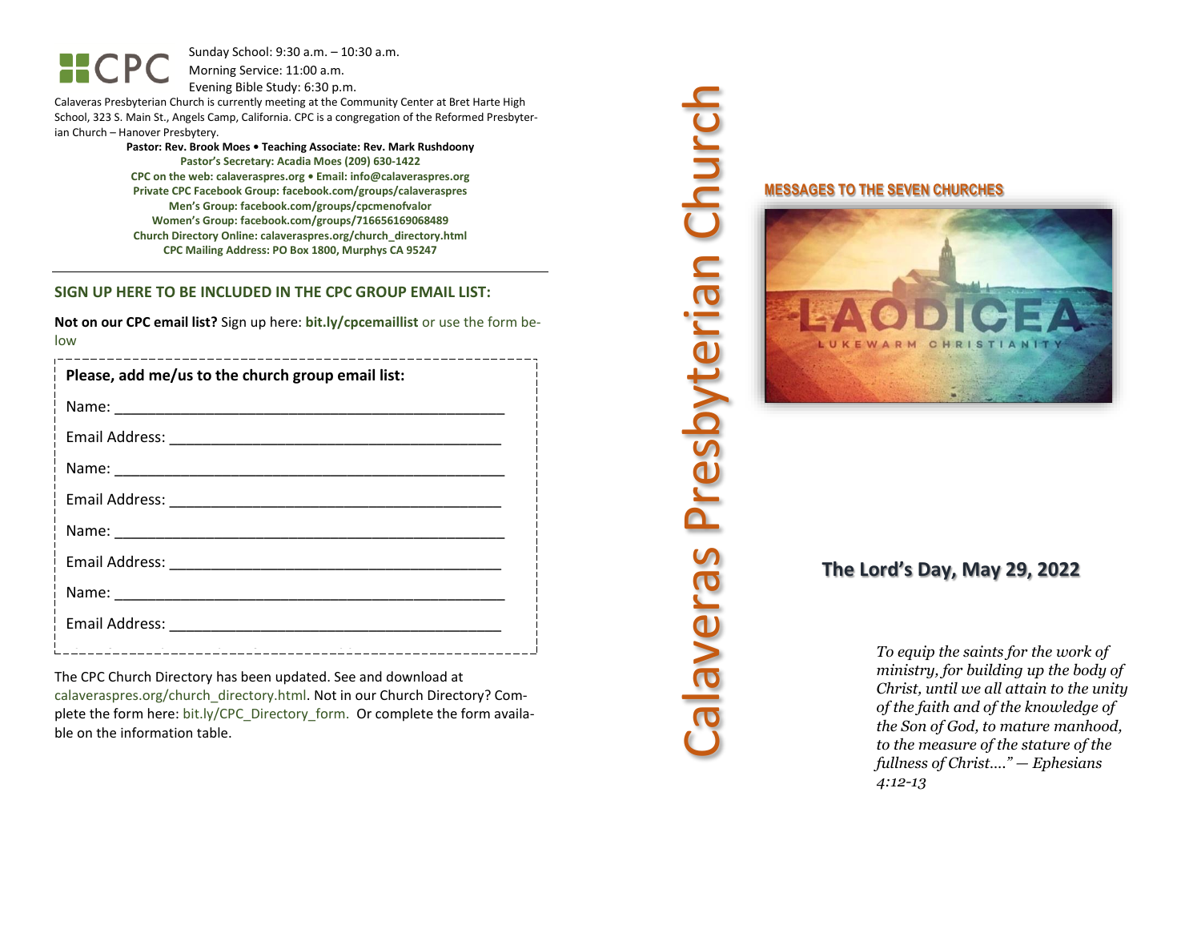CPC

Sunday School: 9:30 a.m. – 10:30 a.m.
Morning Service: 11:00 a.m.
Evening Bible Study: 6:30 p.m.

Calaveras Presbyterian Church is currently meeting at the Community Center at Bret Harte High School, 323 S. Main St., Angels Camp, California. CPC is a congregation of the Reformed Presbyterian Church – Hanover Presbytery.

**Pastor: Rev. Brook Moes • Teaching Associate: Rev. Mark Rushdoony**
**Pastor's Secretary: Acadia Moes (209) 630-1422**
**CPC on the web: calaveraspres.org • Email: info@calaveraspres.org**
**Private CPC Facebook Group: facebook.com/groups/calaveraspres**
**Men's Group: facebook.com/groups/cpcmenofvalor**
**Women's Group: facebook.com/groups/716656169068489**
**Church Directory Online: calaveraspres.org/church_directory.html**
**CPC Mailing Address: PO Box 1800, Murphys CA 95247**

---

## SIGN UP HERE TO BE INCLUDED IN THE CPC GROUP EMAIL LIST:

**Not on our CPC email list?** Sign up here: **bit.ly/cpcemaillist** or use the form below

**Please, add me/us to the church group email list:**

Name: ______________________________________________

Email Address: ________________________________________

Name: ______________________________________________

Email Address: ________________________________________

Name: ______________________________________________

Email Address: ________________________________________

Name: ______________________________________________

Email Address: ________________________________________

The CPC Church Directory has been updated. See and download at calaveraspres.org/church_directory.html. Not in our Church Directory? Complete the form here: bit.ly/CPC_Directory_form. Or complete the form available on the information table.

# Calaveras Presbyterian Church

**MESSAGES TO THE SEVEN CHURCHES**

LAODICEA
LUKEWARM CHRISTIANITY

## The Lord's Day, May 29, 2022

*To equip the saints for the work of ministry, for building up the body of Christ, until we all attain to the unity of the faith and of the knowledge of the Son of God, to mature manhood, to the measure of the stature of the fullness of Christ…." — Ephesians 4:12-13*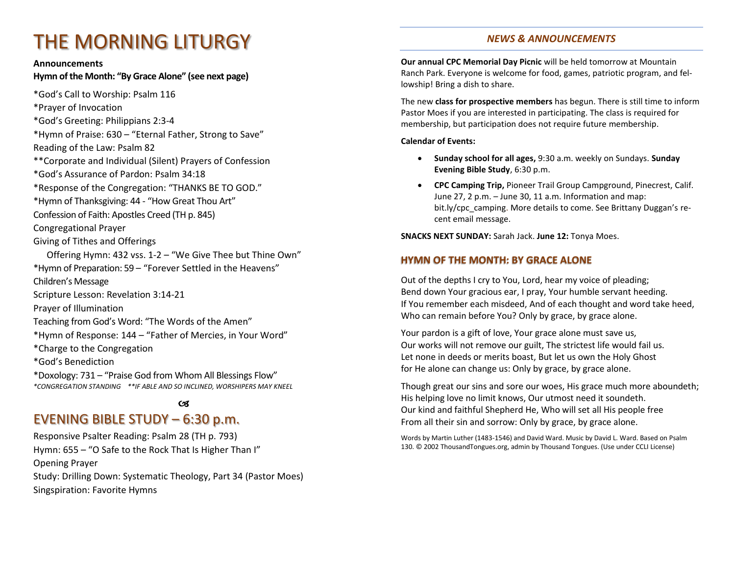# THE MORNING LITURGY

**Announcements**
**Hymn of the Month: "By Grace Alone" (see next page)**

*God's Call to Worship: Psalm 116
*Prayer of Invocation
*God's Greeting: Philippians 2:3-4
*Hymn of Praise: 630 – "Eternal Father, Strong to Save"
Reading of the Law: Psalm 82
**Corporate and Individual (Silent) Prayers of Confession
*God's Assurance of Pardon: Psalm 34:18
*Response of the Congregation: "THANKS BE TO GOD."
*Hymn of Thanksgiving: 44 - "How Great Thou Art"
Confession of Faith: Apostles Creed (TH p. 845)
Congregational Prayer
Giving of Tithes and Offerings
    Offering Hymn: 432 vss. 1-2 – "We Give Thee but Thine Own"
*Hymn of Preparation: 59 – "Forever Settled in the Heavens"
Children's Message
Scripture Lesson: Revelation 3:14-21
Prayer of Illumination
Teaching from God's Word: "The Words of the Amen"
*Hymn of Response: 144 – "Father of Mercies, in Your Word"
*Charge to the Congregation
*God's Benediction
*Doxology: 731 – "Praise God from Whom All Blessings Flow"
*\*CONGREGATION STANDING  \*\*IF ABLE AND SO INCLINED, WORSHIPERS MAY KNEEL*

# EVENING BIBLE STUDY – 6:30 p.m.

Responsive Psalter Reading: Psalm 28 (TH p. 793)
Hymn: 655 – "O Safe to the Rock That Is Higher Than I"
Opening Prayer
Study: Drilling Down: Systematic Theology, Part 34 (Pastor Moes)
Singspiration: Favorite Hymns

## *NEWS & ANNOUNCEMENTS*

**Our annual CPC Memorial Day Picnic** will be held tomorrow at Mountain Ranch Park. Everyone is welcome for food, games, patriotic program, and fellowship! Bring a dish to share.

The new **class for prospective members** has begun. There is still time to inform Pastor Moes if you are interested in participating. The class is required for membership, but participation does not require future membership.

**Calendar of Events:**

- **Sunday school for all ages,** 9:30 a.m. weekly on Sundays. **Sunday Evening Bible Study**, 6:30 p.m.
- **CPC Camping Trip,** Pioneer Trail Group Campground, Pinecrest, Calif. June 27, 2 p.m. – June 30, 11 a.m. Information and map: bit.ly/cpc_camping. More details to come. See Brittany Duggan's recent email message.

**SNACKS NEXT SUNDAY:** Sarah Jack. **June 12:** Tonya Moes.

## HYMN OF THE MONTH: BY GRACE ALONE

Out of the depths I cry to You, Lord, hear my voice of pleading;
Bend down Your gracious ear, I pray, Your humble servant heeding.
If You remember each misdeed, And of each thought and word take heed,
Who can remain before You? Only by grace, by grace alone.

Your pardon is a gift of love, Your grace alone must save us,
Our works will not remove our guilt, The strictest life would fail us.
Let none in deeds or merits boast, But let us own the Holy Ghost
for He alone can change us: Only by grace, by grace alone.

Though great our sins and sore our woes, His grace much more aboundeth;
His helping love no limit knows, Our utmost need it soundeth.
Our kind and faithful Shepherd He, Who will set all His people free
From all their sin and sorrow: Only by grace, by grace alone.

Words by Martin Luther (1483-1546) and David Ward. Music by David L. Ward. Based on Psalm 130. © 2002 ThousandTongues.org, admin by Thousand Tongues. (Use under CCLI License)